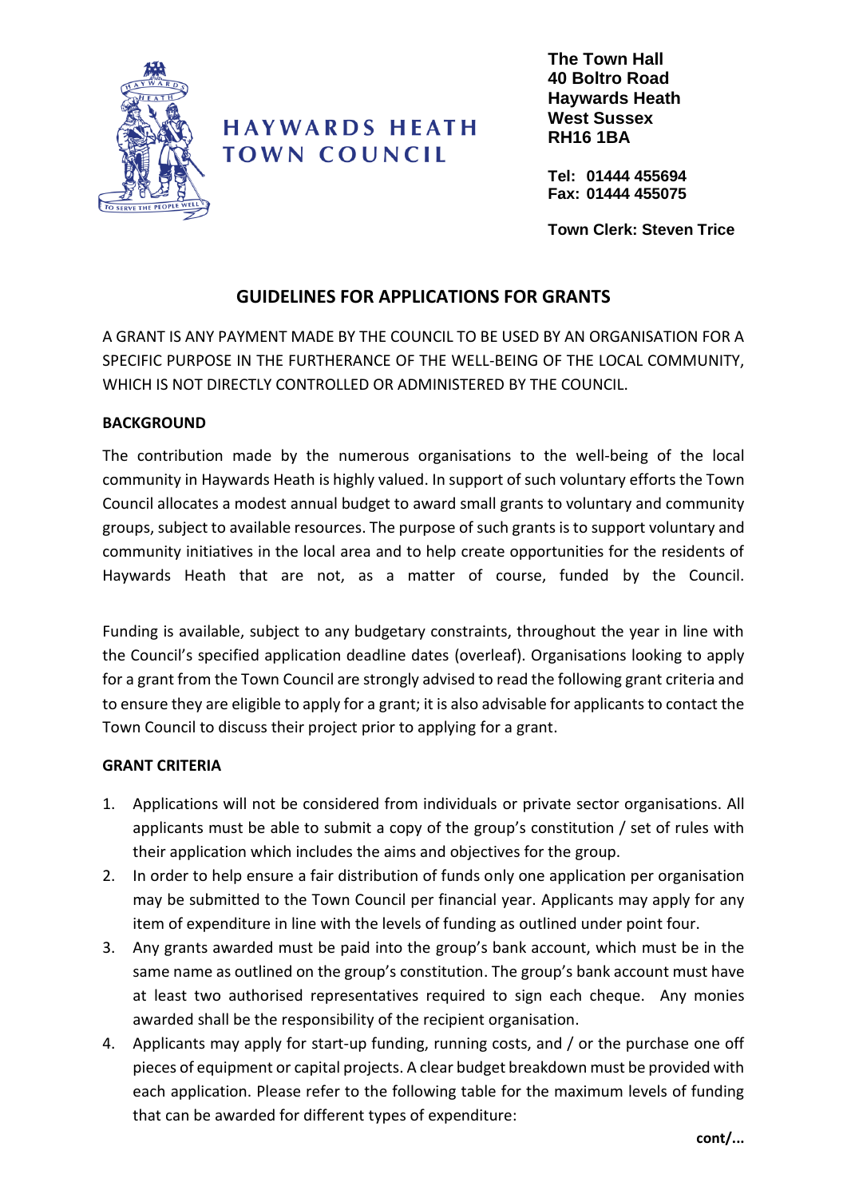HAYWARDS HEATH TOWN COUNCIL

**The Town Hall**
**40 Boltro Road**
**Haywards Heath**
**West Sussex**
**RH16 1BA**

**Tel: 01444 455694**
**Fax: 01444 455075**

**Town Clerk: Steven Trice**

# GUIDELINES FOR APPLICATIONS FOR GRANTS

A GRANT IS ANY PAYMENT MADE BY THE COUNCIL TO BE USED BY AN ORGANISATION FOR A SPECIFIC PURPOSE IN THE FURTHERANCE OF THE WELL-BEING OF THE LOCAL COMMUNITY, WHICH IS NOT DIRECTLY CONTROLLED OR ADMINISTERED BY THE COUNCIL.

**BACKGROUND**

The contribution made by the numerous organisations to the well-being of the local community in Haywards Heath is highly valued. In support of such voluntary efforts the Town Council allocates a modest annual budget to award small grants to voluntary and community groups, subject to available resources. The purpose of such grants is to support voluntary and community initiatives in the local area and to help create opportunities for the residents of Haywards Heath that are not, as a matter of course, funded by the Council.

Funding is available, subject to any budgetary constraints, throughout the year in line with the Council's specified application deadline dates (overleaf). Organisations looking to apply for a grant from the Town Council are strongly advised to read the following grant criteria and to ensure they are eligible to apply for a grant; it is also advisable for applicants to contact the Town Council to discuss their project prior to applying for a grant.

**GRANT CRITERIA**

1. Applications will not be considered from individuals or private sector organisations. All applicants must be able to submit a copy of the group's constitution / set of rules with their application which includes the aims and objectives for the group.
2. In order to help ensure a fair distribution of funds only one application per organisation may be submitted to the Town Council per financial year. Applicants may apply for any item of expenditure in line with the levels of funding as outlined under point four.
3. Any grants awarded must be paid into the group's bank account, which must be in the same name as outlined on the group's constitution. The group's bank account must have at least two authorised representatives required to sign each cheque. Any monies awarded shall be the responsibility of the recipient organisation.
4. Applicants may apply for start-up funding, running costs, and / or the purchase one off pieces of equipment or capital projects. A clear budget breakdown must be provided with each application. Please refer to the following table for the maximum levels of funding that can be awarded for different types of expenditure:

**cont/...**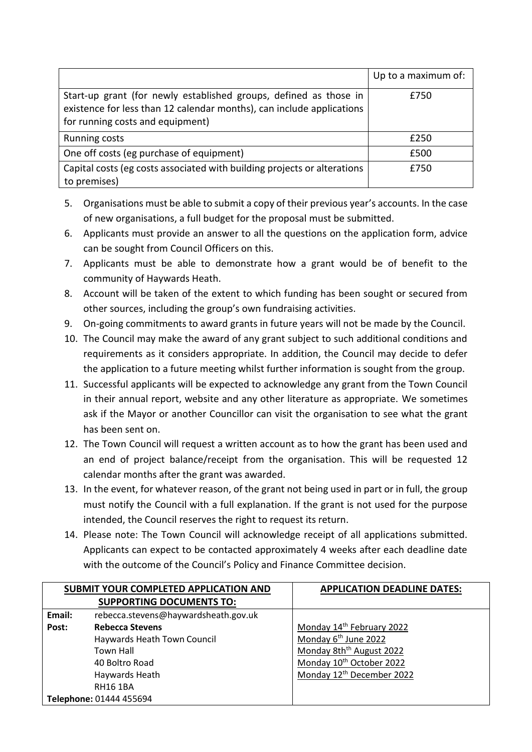| | Up to a maximum of: |
|---|---|
| Start-up grant (for newly established groups, defined as those in existence for less than 12 calendar months), can include applications for running costs and equipment) | £750 |
| Running costs | £250 |
| One off costs (eg purchase of equipment) | £500 |
| Capital costs (eg costs associated with building projects or alterations to premises) | £750 |

5. Organisations must be able to submit a copy of their previous year's accounts. In the case of new organisations, a full budget for the proposal must be submitted.
6. Applicants must provide an answer to all the questions on the application form, advice can be sought from Council Officers on this.
7. Applicants must be able to demonstrate how a grant would be of benefit to the community of Haywards Heath.
8. Account will be taken of the extent to which funding has been sought or secured from other sources, including the group's own fundraising activities.
9. On-going commitments to award grants in future years will not be made by the Council.
10. The Council may make the award of any grant subject to such additional conditions and requirements as it considers appropriate. In addition, the Council may decide to defer the application to a future meeting whilst further information is sought from the group.
11. Successful applicants will be expected to acknowledge any grant from the Town Council in their annual report, website and any other literature as appropriate. We sometimes ask if the Mayor or another Councillor can visit the organisation to see what the grant has been sent on.
12. The Town Council will request a written account as to how the grant has been used and an end of project balance/receipt from the organisation. This will be requested 12 calendar months after the grant was awarded.
13. In the event, for whatever reason, of the grant not being used in part or in full, the group must notify the Council with a full explanation. If the grant is not used for the purpose intended, the Council reserves the right to request its return.
14. Please note: The Town Council will acknowledge receipt of all applications submitted. Applicants can expect to be contacted approximately 4 weeks after each deadline date with the outcome of the Council's Policy and Finance Committee decision.

| **SUBMIT YOUR COMPLETED APPLICATION AND SUPPORTING DOCUMENTS TO:** | **APPLICATION DEADLINE DATES:** |
|---|---|
| **Email:** rebecca.stevens@haywardsheath.gov.uk<br>**Post:** **Rebecca Stevens**<br>Haywards Heath Town Council<br>Town Hall<br>40 Boltro Road<br>Haywards Heath<br>RH16 1BA<br>**Telephone:** 01444 455694 | Monday 14th February 2022<br>Monday 6th June 2022<br>Monday 8th August 2022<br>Monday 10th October 2022<br>Monday 12th December 2022 |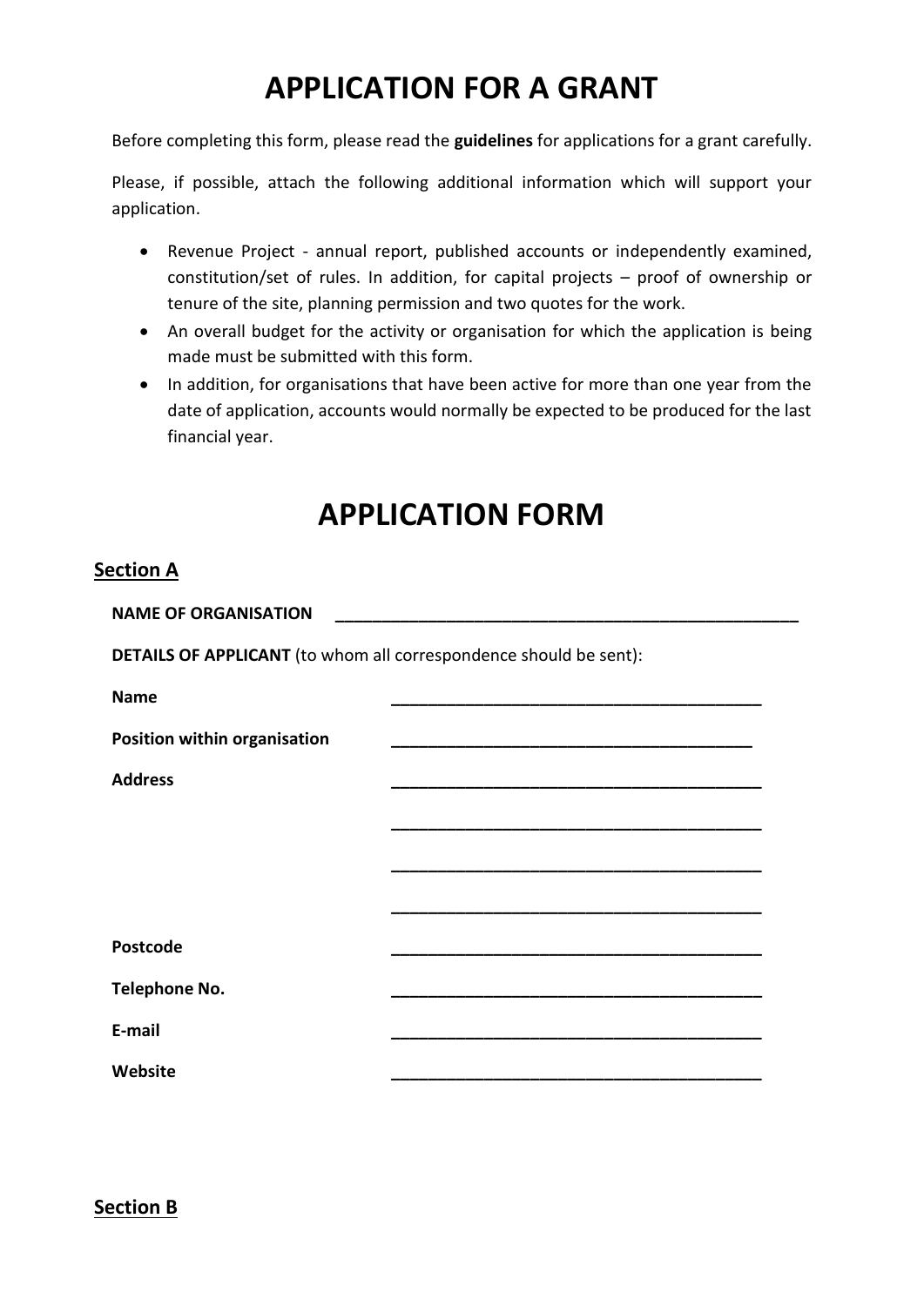# APPLICATION FOR A GRANT

Before completing this form, please read the **guidelines** for applications for a grant carefully.

Please, if possible, attach the following additional information which will support your application.

- Revenue Project - annual report, published accounts or independently examined, constitution/set of rules. In addition, for capital projects – proof of ownership or tenure of the site, planning permission and two quotes for the work.
- An overall budget for the activity or organisation for which the application is being made must be submitted with this form.
- In addition, for organisations that have been active for more than one year from the date of application, accounts would normally be expected to be produced for the last financial year.

# APPLICATION FORM

## Section A

**NAME OF ORGANISATION** ____________________________________________________

**DETAILS OF APPLICANT** (to whom all correspondence should be sent):

**Name** ________________________________________

**Position within organisation** ______________________________________

**Address** ________________________________________

________________________________________

________________________________________

________________________________________

**Postcode** ________________________________________

**Telephone No.** ________________________________________

**E-mail** ________________________________________

**Website** ________________________________________

## Section B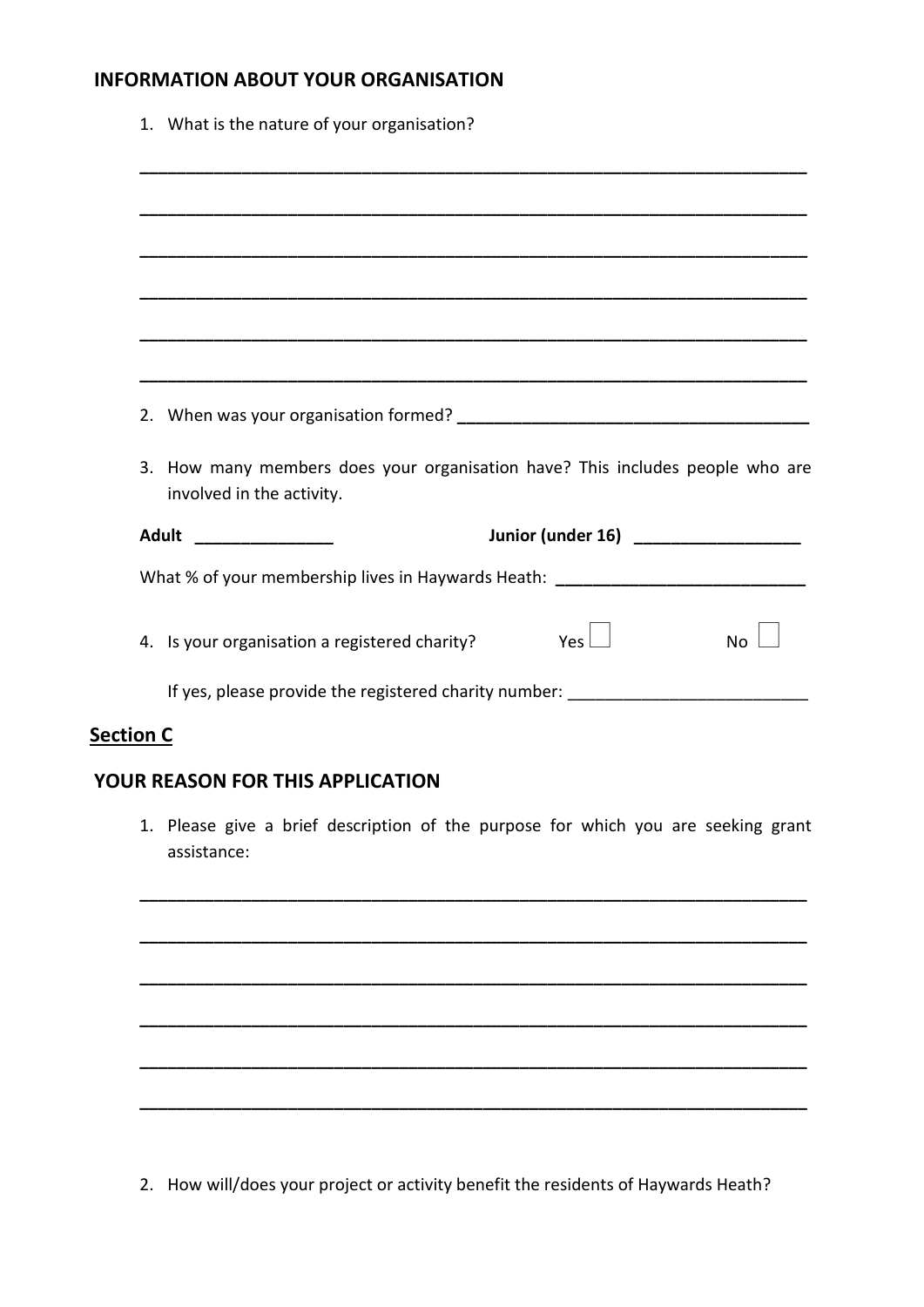## INFORMATION ABOUT YOUR ORGANISATION

1. What is the nature of your organisation?

______________________________________________________________________

______________________________________________________________________

______________________________________________________________________

______________________________________________________________________

______________________________________________________________________

______________________________________________________________________

2. When was your organisation formed? ______________________________________

3. How many members does your organisation have? This includes people who are involved in the activity.

**Adult** _______________ **Junior (under 16)** ___________________

What % of your membership lives in Haywards Heath: ___________________________

4. Is your organisation a registered charity? Yes ☐ No ☐

   If yes, please provide the registered charity number: __________________________

## Section C

## YOUR REASON FOR THIS APPLICATION

1. Please give a brief description of the purpose for which you are seeking grant assistance:

______________________________________________________________________

______________________________________________________________________

______________________________________________________________________

______________________________________________________________________

______________________________________________________________________

______________________________________________________________________

2. How will/does your project or activity benefit the residents of Haywards Heath?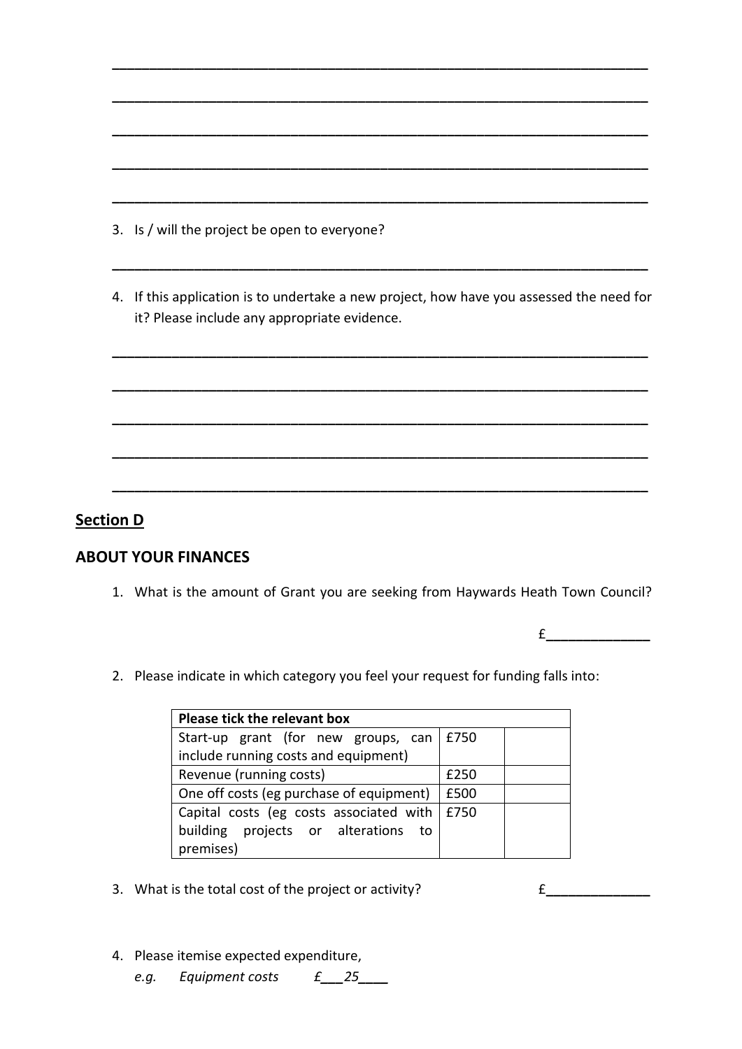\_\_\_\_\_\_\_\_\_\_\_\_\_\_\_\_\_\_\_\_\_\_\_\_\_\_\_\_\_\_\_\_\_\_\_\_\_\_\_\_\_\_\_\_\_\_\_\_\_\_\_\_\_\_\_\_\_\_\_\_\_\_\_\_\_\_\_\_\_\_

\_\_\_\_\_\_\_\_\_\_\_\_\_\_\_\_\_\_\_\_\_\_\_\_\_\_\_\_\_\_\_\_\_\_\_\_\_\_\_\_\_\_\_\_\_\_\_\_\_\_\_\_\_\_\_\_\_\_\_\_\_\_\_\_\_\_\_\_\_\_

\_\_\_\_\_\_\_\_\_\_\_\_\_\_\_\_\_\_\_\_\_\_\_\_\_\_\_\_\_\_\_\_\_\_\_\_\_\_\_\_\_\_\_\_\_\_\_\_\_\_\_\_\_\_\_\_\_\_\_\_\_\_\_\_\_\_\_\_\_\_

\_\_\_\_\_\_\_\_\_\_\_\_\_\_\_\_\_\_\_\_\_\_\_\_\_\_\_\_\_\_\_\_\_\_\_\_\_\_\_\_\_\_\_\_\_\_\_\_\_\_\_\_\_\_\_\_\_\_\_\_\_\_\_\_\_\_\_\_\_\_

\_\_\_\_\_\_\_\_\_\_\_\_\_\_\_\_\_\_\_\_\_\_\_\_\_\_\_\_\_\_\_\_\_\_\_\_\_\_\_\_\_\_\_\_\_\_\_\_\_\_\_\_\_\_\_\_\_\_\_\_\_\_\_\_\_\_\_\_\_\_

3. Is / will the project be open to everyone?

\_\_\_\_\_\_\_\_\_\_\_\_\_\_\_\_\_\_\_\_\_\_\_\_\_\_\_\_\_\_\_\_\_\_\_\_\_\_\_\_\_\_\_\_\_\_\_\_\_\_\_\_\_\_\_\_\_\_\_\_\_\_\_\_\_\_\_\_\_\_

4. If this application is to undertake a new project, how have you assessed the need for it? Please include any appropriate evidence.

\_\_\_\_\_\_\_\_\_\_\_\_\_\_\_\_\_\_\_\_\_\_\_\_\_\_\_\_\_\_\_\_\_\_\_\_\_\_\_\_\_\_\_\_\_\_\_\_\_\_\_\_\_\_\_\_\_\_\_\_\_\_\_\_\_\_\_\_\_\_

\_\_\_\_\_\_\_\_\_\_\_\_\_\_\_\_\_\_\_\_\_\_\_\_\_\_\_\_\_\_\_\_\_\_\_\_\_\_\_\_\_\_\_\_\_\_\_\_\_\_\_\_\_\_\_\_\_\_\_\_\_\_\_\_\_\_\_\_\_\_

\_\_\_\_\_\_\_\_\_\_\_\_\_\_\_\_\_\_\_\_\_\_\_\_\_\_\_\_\_\_\_\_\_\_\_\_\_\_\_\_\_\_\_\_\_\_\_\_\_\_\_\_\_\_\_\_\_\_\_\_\_\_\_\_\_\_\_\_\_\_

\_\_\_\_\_\_\_\_\_\_\_\_\_\_\_\_\_\_\_\_\_\_\_\_\_\_\_\_\_\_\_\_\_\_\_\_\_\_\_\_\_\_\_\_\_\_\_\_\_\_\_\_\_\_\_\_\_\_\_\_\_\_\_\_\_\_\_\_\_\_

\_\_\_\_\_\_\_\_\_\_\_\_\_\_\_\_\_\_\_\_\_\_\_\_\_\_\_\_\_\_\_\_\_\_\_\_\_\_\_\_\_\_\_\_\_\_\_\_\_\_\_\_\_\_\_\_\_\_\_\_\_\_\_\_\_\_\_\_\_\_

## Section D

### ABOUT YOUR FINANCES

1. What is the amount of Grant you are seeking from Haywards Heath Town Council?

£\_\_\_\_\_\_\_\_\_\_\_\_\_\_

2. Please indicate in which category you feel your request for funding falls into:

| Please tick the relevant box | | |
|---|---|---|
| Start-up grant (for new groups, can include running costs and equipment) | £750 | |
| Revenue (running costs) | £250 | |
| One off costs (eg purchase of equipment) | £500 | |
| Capital costs (eg costs associated with building projects or alterations to premises) | £750 | |

3. What is the total cost of the project or activity? £\_\_\_\_\_\_\_\_\_\_\_\_\_\_

4. Please itemise expected expenditure,
   *e.g. Equipment costs £\_\_\_25\_\_\_\_*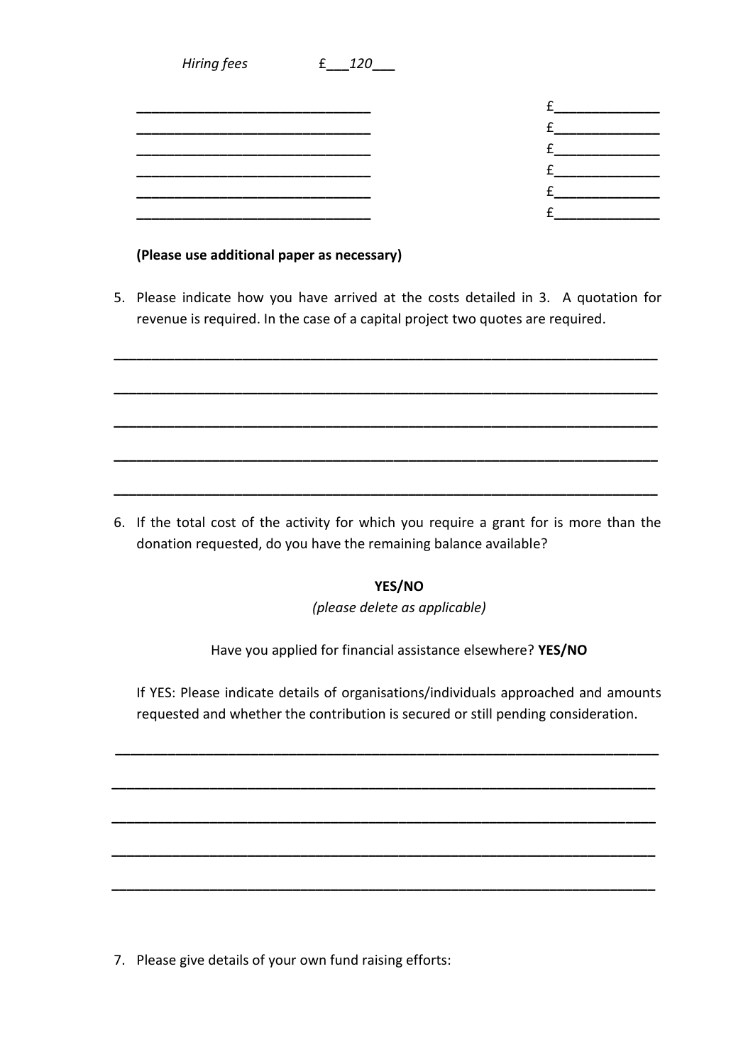*Hiring fees* £___*120*___

| | |
|---|---|
| ______________________________ | £______________ |
| ______________________________ | £______________ |
| ______________________________ | £______________ |
| ______________________________ | £______________ |
| ______________________________ | £______________ |
| ______________________________ | £______________ |

**(Please use additional paper as necessary)**

5. Please indicate how you have arrived at the costs detailed in 3. A quotation for revenue is required. In the case of a capital project two quotes are required.

______________________________________________________________________

______________________________________________________________________

______________________________________________________________________

______________________________________________________________________

______________________________________________________________________

6. If the total cost of the activity for which you require a grant for is more than the donation requested, do you have the remaining balance available?

**YES/NO**

*(please delete as applicable)*

Have you applied for financial assistance elsewhere? **YES/NO**

If YES: Please indicate details of organisations/individuals approached and amounts requested and whether the contribution is secured or still pending consideration.

______________________________________________________________________

______________________________________________________________________

______________________________________________________________________

______________________________________________________________________

______________________________________________________________________

7. Please give details of your own fund raising efforts: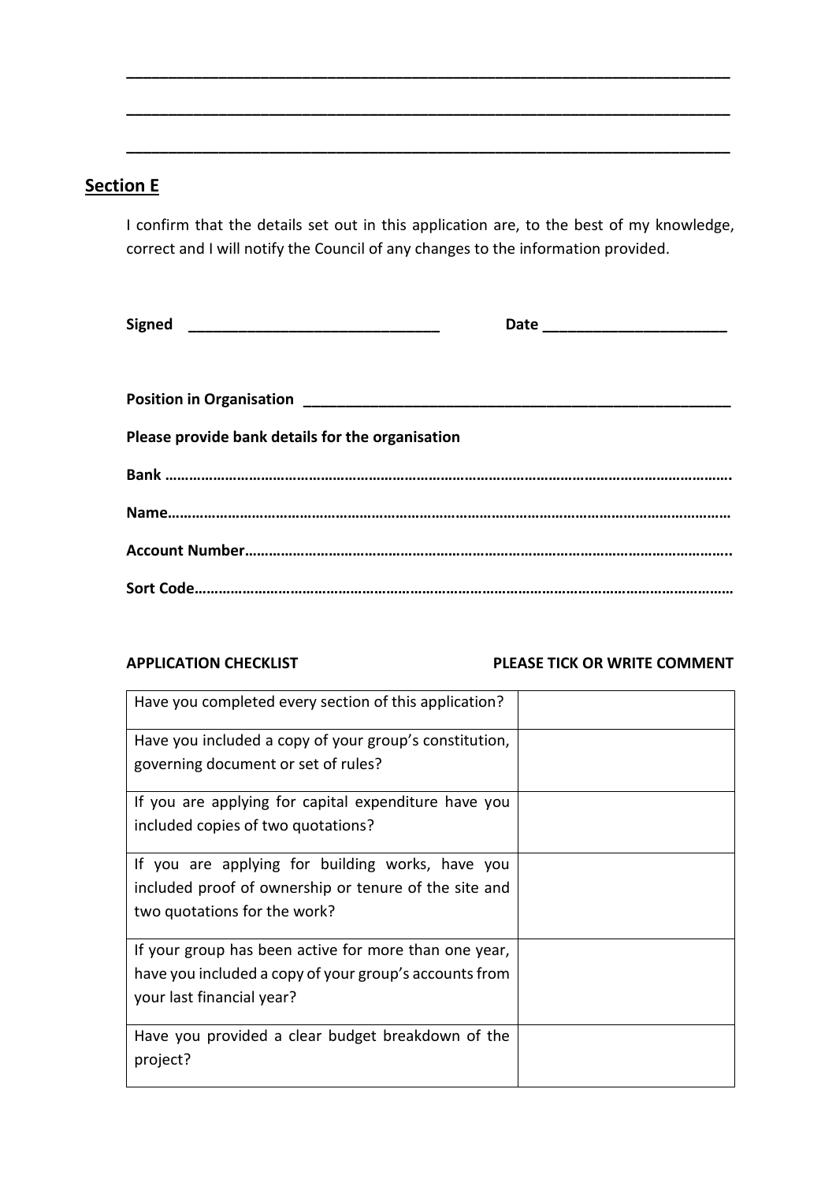\_\_\_\_\_\_\_\_\_\_\_\_\_\_\_\_\_\_\_\_\_\_\_\_\_\_\_\_\_\_\_\_\_\_\_\_\_\_\_\_\_\_\_\_\_\_\_\_\_\_\_\_\_\_\_\_\_\_\_\_\_\_\_\_\_\_\_\_

\_\_\_\_\_\_\_\_\_\_\_\_\_\_\_\_\_\_\_\_\_\_\_\_\_\_\_\_\_\_\_\_\_\_\_\_\_\_\_\_\_\_\_\_\_\_\_\_\_\_\_\_\_\_\_\_\_\_\_\_\_\_\_\_\_\_\_\_

\_\_\_\_\_\_\_\_\_\_\_\_\_\_\_\_\_\_\_\_\_\_\_\_\_\_\_\_\_\_\_\_\_\_\_\_\_\_\_\_\_\_\_\_\_\_\_\_\_\_\_\_\_\_\_\_\_\_\_\_\_\_\_\_\_\_\_\_

## Section E

I confirm that the details set out in this application are, to the best of my knowledge, correct and I will notify the Council of any changes to the information provided.

**Signed** \_\_\_\_\_\_\_\_\_\_\_\_\_\_\_\_\_\_\_\_\_\_\_\_\_\_\_\_\_\_ **Date** \_\_\_\_\_\_\_\_\_\_\_\_\_\_\_\_\_\_\_\_\_\_

**Position in Organisation** \_\_\_\_\_\_\_\_\_\_\_\_\_\_\_\_\_\_\_\_\_\_\_\_\_\_\_\_\_\_\_\_\_\_\_\_\_\_\_\_\_\_\_\_\_\_\_\_\_\_\_\_\_

**Please provide bank details for the organisation**

**Bank …………………………………………………………………………………………………………………….**

**Name……………………………………………………………………………………………………………………**

**Account Number…………………………………………………………………………………………………..**

**Sort Code……………………………………………………………………………………………………………**

**APPLICATION CHECKLIST** **PLEASE TICK OR WRITE COMMENT**

| | |
|---|---|
| Have you completed every section of this application? | |
| Have you included a copy of your group's constitution, governing document or set of rules? | |
| If you are applying for capital expenditure have you included copies of two quotations? | |
| If you are applying for building works, have you included proof of ownership or tenure of the site and two quotations for the work? | |
| If your group has been active for more than one year, have you included a copy of your group's accounts from your last financial year? | |
| Have you provided a clear budget breakdown of the project? | |